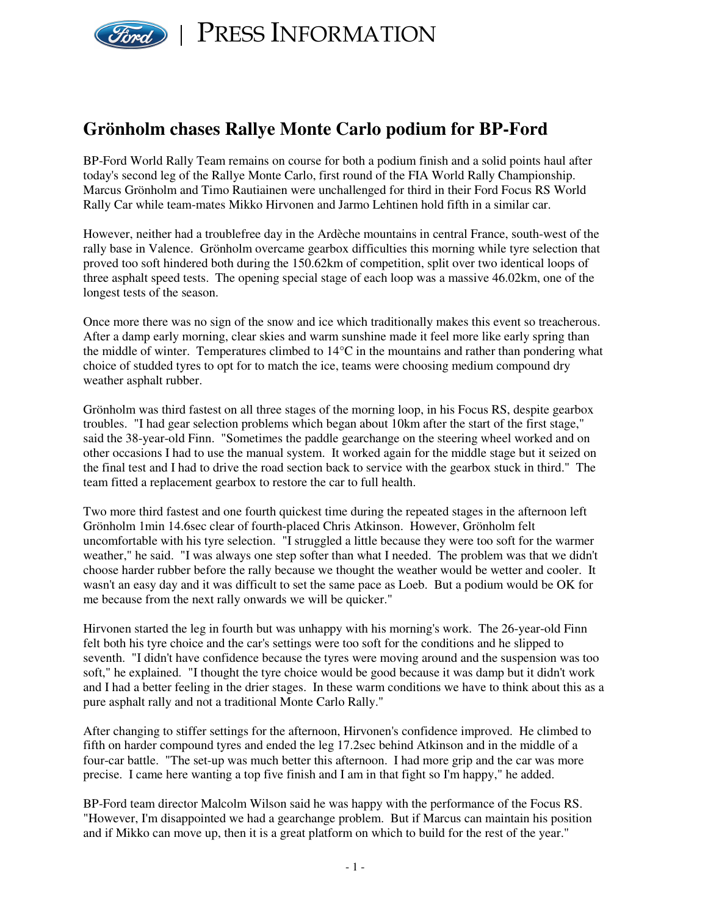Ford | PRESS INFORMATION

# Grönholm chases Rallye Monte Carlo podium for BP-Ford

BP-Ford World Rally Team remains on course for both a podium finish and a solid points haul after today's second leg of the Rallye Monte Carlo, first round of the FIA World Rally Championship. Marcus Grönholm and Timo Rautiainen were unchallenged for third in their Ford Focus RS World Rally Car while team-mates Mikko Hirvonen and Jarmo Lehtinen hold fifth in a similar car.

However, neither had a troublefree day in the Ardèche mountains in central France, south-west of the rally base in Valence. Grönholm overcame gearbox difficulties this morning while tyre selection that proved too soft hindered both during the 150.62km of competition, split over two identical loops of three asphalt speed tests. The opening special stage of each loop was a massive 46.02km, one of the longest tests of the season.

Once more there was no sign of the snow and ice which traditionally makes this event so treacherous. After a damp early morning, clear skies and warm sunshine made it feel more like early spring than the middle of winter. Temperatures climbed to 14°C in the mountains and rather than pondering what choice of studded tyres to opt for to match the ice, teams were choosing medium compound dry weather asphalt rubber.

Grönholm was third fastest on all three stages of the morning loop, in his Focus RS, despite gearbox troubles. "I had gear selection problems which began about 10km after the start of the first stage," said the 38-year-old Finn. "Sometimes the paddle gearchange on the steering wheel worked and on other occasions I had to use the manual system. It worked again for the middle stage but it seized on the final test and I had to drive the road section back to service with the gearbox stuck in third." The team fitted a replacement gearbox to restore the car to full health.

Two more third fastest and one fourth quickest time during the repeated stages in the afternoon left Grönholm 1min 14.6sec clear of fourth-placed Chris Atkinson. However, Grönholm felt uncomfortable with his tyre selection. "I struggled a little because they were too soft for the warmer weather," he said. "I was always one step softer than what I needed. The problem was that we didn't choose harder rubber before the rally because we thought the weather would be wetter and cooler. It wasn't an easy day and it was difficult to set the same pace as Loeb. But a podium would be OK for me because from the next rally onwards we will be quicker."

Hirvonen started the leg in fourth but was unhappy with his morning's work. The 26-year-old Finn felt both his tyre choice and the car's settings were too soft for the conditions and he slipped to seventh. "I didn't have confidence because the tyres were moving around and the suspension was too soft," he explained. "I thought the tyre choice would be good because it was damp but it didn't work and I had a better feeling in the drier stages. In these warm conditions we have to think about this as a pure asphalt rally and not a traditional Monte Carlo Rally."

After changing to stiffer settings for the afternoon, Hirvonen's confidence improved. He climbed to fifth on harder compound tyres and ended the leg 17.2sec behind Atkinson and in the middle of a four-car battle. "The set-up was much better this afternoon. I had more grip and the car was more precise. I came here wanting a top five finish and I am in that fight so I'm happy," he added.

BP-Ford team director Malcolm Wilson said he was happy with the performance of the Focus RS. "However, I'm disappointed we had a gearchange problem. But if Marcus can maintain his position and if Mikko can move up, then it is a great platform on which to build for the rest of the year."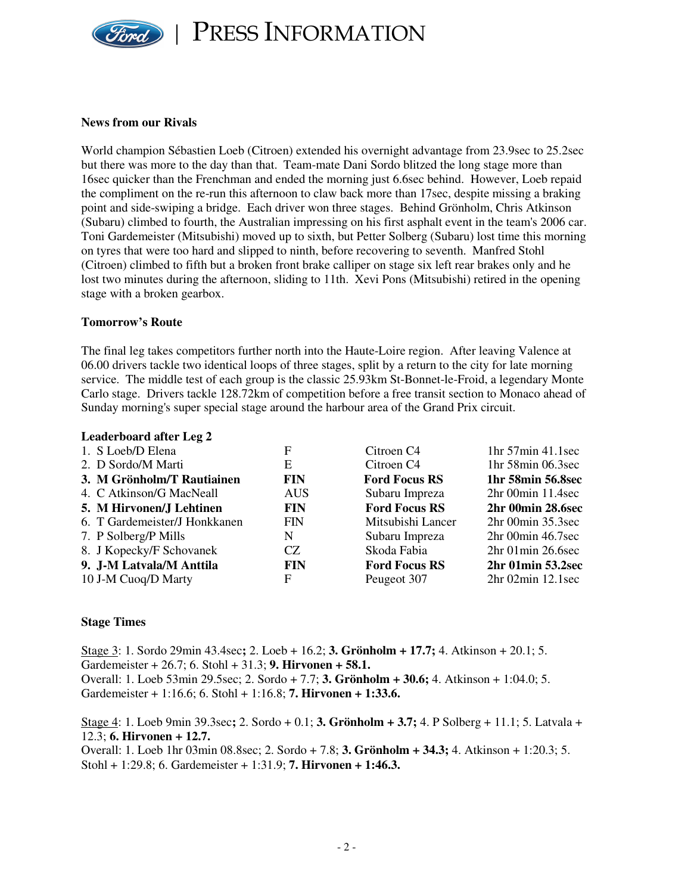### News from our Rivals

World champion Sébastien Loeb (Citroen) extended his overnight advantage from 23.9sec to 25.2sec but there was more to the day than that. Team-mate Dani Sordo blitzed the long stage more than 16sec quicker than the Frenchman and ended the morning just 6.6sec behind. However, Loeb repaid the compliment on the re-run this afternoon to claw back more than 17sec, despite missing a braking point and side-swiping a bridge. Each driver won three stages. Behind Grönholm, Chris Atkinson (Subaru) climbed to fourth, the Australian impressing on his first asphalt event in the team's 2006 car. Toni Gardemeister (Mitsubishi) moved up to sixth, but Petter Solberg (Subaru) lost time this morning on tyres that were too hard and slipped to ninth, before recovering to seventh. Manfred Stohl (Citroen) climbed to fifth but a broken front brake calliper on stage six left rear brakes only and he lost two minutes during the afternoon, sliding to 11th. Xevi Pons (Mitsubishi) retired in the opening stage with a broken gearbox.

### Tomorrow's Route

The final leg takes competitors further north into the Haute-Loire region. After leaving Valence at 06.00 drivers tackle two identical loops of three stages, split by a return to the city for late morning service. The middle test of each group is the classic 25.93km St-Bonnet-le-Froid, a legendary Monte Carlo stage. Drivers tackle 128.72km of competition before a free transit section to Monaco ahead of Sunday morning's super special stage around the harbour area of the Grand Prix circuit.

### Leaderboard after Leg 2

| | | | |
|---|---|---|---|
| 1. S Loeb/D Elena | F | Citroen C4 | 1hr 57min 41.1sec |
| 2. D Sordo/M Marti | E | Citroen C4 | 1hr 58min 06.3sec |
| **3. M Grönholm/T Rautiainen** | **FIN** | **Ford Focus RS** | **1hr 58min 56.8sec** |
| 4. C Atkinson/G MacNeall | AUS | Subaru Impreza | 2hr 00min 11.4sec |
| **5. M Hirvonen/J Lehtinen** | **FIN** | **Ford Focus RS** | **2hr 00min 28.6sec** |
| 6. T Gardemeister/J Honkkanen | FIN | Mitsubishi Lancer | 2hr 00min 35.3sec |
| 7. P Solberg/P Mills | N | Subaru Impreza | 2hr 00min 46.7sec |
| 8. J Kopecky/F Schovanek | CZ | Skoda Fabia | 2hr 01min 26.6sec |
| **9. J-M Latvala/M Anttila** | **FIN** | **Ford Focus RS** | **2hr 01min 53.2sec** |
| 10 J-M Cuoq/D Marty | F | Peugeot 307 | 2hr 02min 12.1sec |

### Stage Times

Stage 3: 1. Sordo 29min 43.4sec**;** 2. Loeb + 16.2; **3. Grönholm + 17.7;** 4. Atkinson + 20.1; 5. Gardemeister + 26.7; 6. Stohl + 31.3; **9. Hirvonen + 58.1.**
Overall: 1. Loeb 53min 29.5sec; 2. Sordo + 7.7; **3. Grönholm + 30.6;** 4. Atkinson + 1:04.0; 5. Gardemeister + 1:16.6; 6. Stohl + 1:16.8; **7. Hirvonen + 1:33.6.**

Stage 4: 1. Loeb 9min 39.3sec**;** 2. Sordo + 0.1; **3. Grönholm + 3.7;** 4. P Solberg + 11.1; 5. Latvala + 12.3; **6. Hirvonen + 12.7.**
Overall: 1. Loeb 1hr 03min 08.8sec; 2. Sordo + 7.8; **3. Grönholm + 34.3;** 4. Atkinson + 1:20.3; 5. Stohl + 1:29.8; 6. Gardemeister + 1:31.9; **7. Hirvonen + 1:46.3.**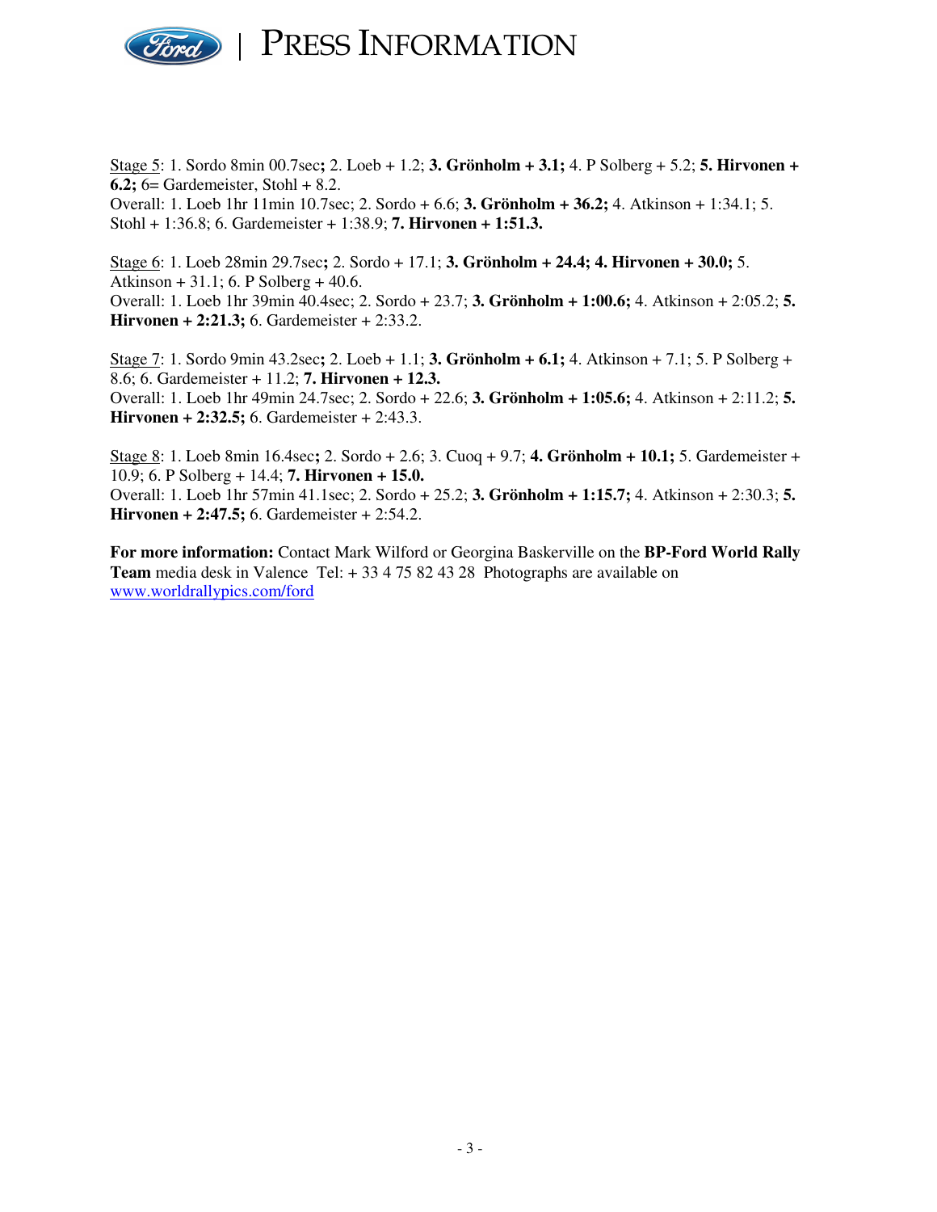Stage 5: 1. Sordo 8min 00.7sec**;** 2. Loeb + 1.2; **3. Grönholm + 3.1;** 4. P Solberg + 5.2; **5. Hirvonen + 6.2;** 6= Gardemeister, Stohl + 8.2.
Overall: 1. Loeb 1hr 11min 10.7sec; 2. Sordo + 6.6; **3. Grönholm + 36.2;** 4. Atkinson + 1:34.1; 5. Stohl + 1:36.8; 6. Gardemeister + 1:38.9; **7. Hirvonen + 1:51.3.**

Stage 6: 1. Loeb 28min 29.7sec**;** 2. Sordo + 17.1; **3. Grönholm + 24.4; 4. Hirvonen + 30.0;** 5. Atkinson + 31.1; 6. P Solberg + 40.6.
Overall: 1. Loeb 1hr 39min 40.4sec; 2. Sordo + 23.7; **3. Grönholm + 1:00.6;** 4. Atkinson + 2:05.2; **5. Hirvonen + 2:21.3;** 6. Gardemeister + 2:33.2.

Stage 7: 1. Sordo 9min 43.2sec**;** 2. Loeb + 1.1; **3. Grönholm + 6.1;** 4. Atkinson + 7.1; 5. P Solberg + 8.6; 6. Gardemeister + 11.2; **7. Hirvonen + 12.3.**
Overall: 1. Loeb 1hr 49min 24.7sec; 2. Sordo + 22.6; **3. Grönholm + 1:05.6;** 4. Atkinson + 2:11.2; **5. Hirvonen + 2:32.5;** 6. Gardemeister + 2:43.3.

Stage 8: 1. Loeb 8min 16.4sec**;** 2. Sordo + 2.6; 3. Cuoq + 9.7; **4. Grönholm + 10.1;** 5. Gardemeister + 10.9; 6. P Solberg + 14.4; **7. Hirvonen + 15.0.**
Overall: 1. Loeb 1hr 57min 41.1sec; 2. Sordo + 25.2; **3. Grönholm + 1:15.7;** 4. Atkinson + 2:30.3; **5. Hirvonen + 2:47.5;** 6. Gardemeister + 2:54.2.

**For more information:** Contact Mark Wilford or Georgina Baskerville on the **BP-Ford World Rally Team** media desk in Valence Tel: + 33 4 75 82 43 28 Photographs are available on www.worldrallypics.com/ford